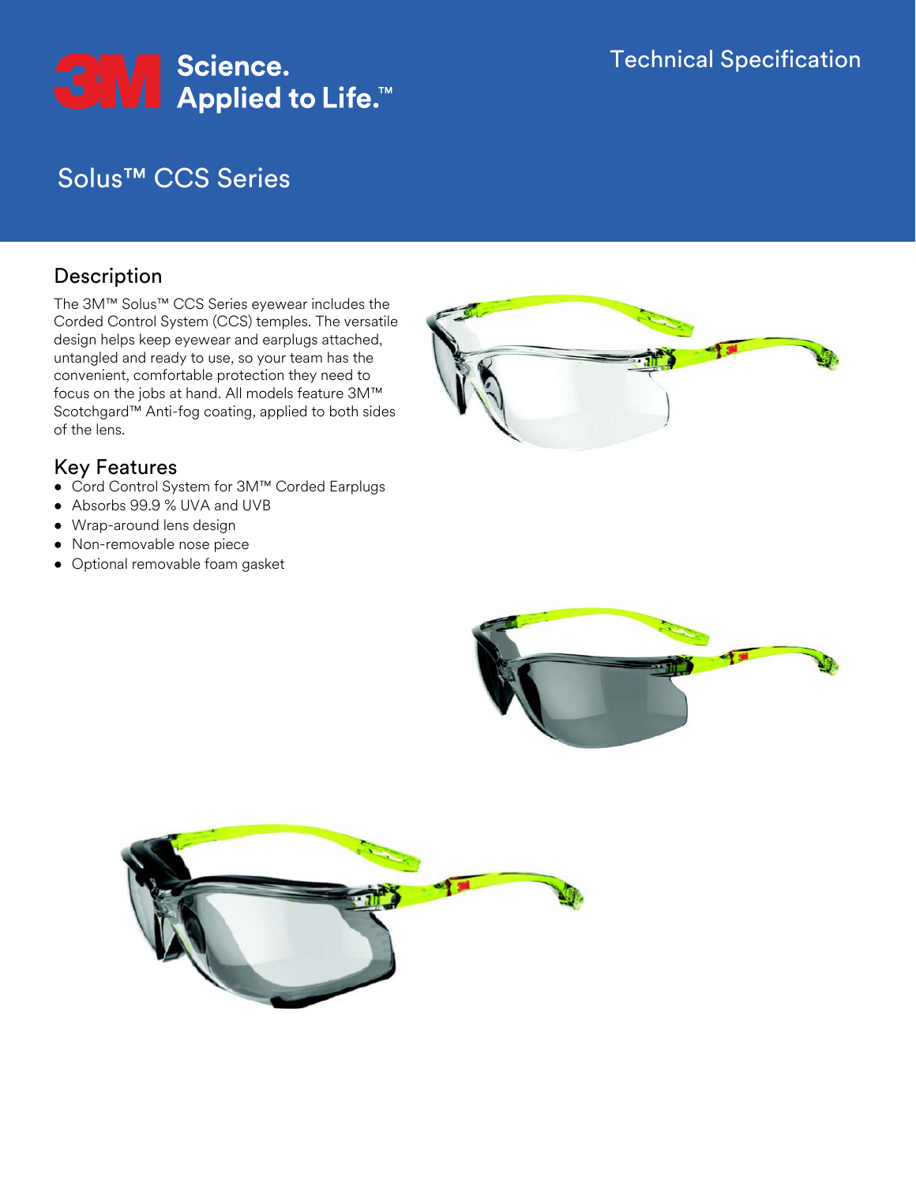3M Science. Applied to Life.™

Technical Specification

# Solus™ CCS Series

## Description

The 3M™ Solus™ CCS Series eyewear includes the Corded Control System (CCS) temples. The versatile design helps keep eyewear and earplugs attached, untangled and ready to use, so your team has the convenient, comfortable protection they need to focus on the jobs at hand. All models feature 3M™ Scotchgard™ Anti-fog coating, applied to both sides of the lens.

## Key Features

- Cord Control System for 3M™ Corded Earplugs
- Absorbs 99.9 % UVA and UVB
- Wrap-around lens design
- Non-removable nose piece
- Optional removable foam gasket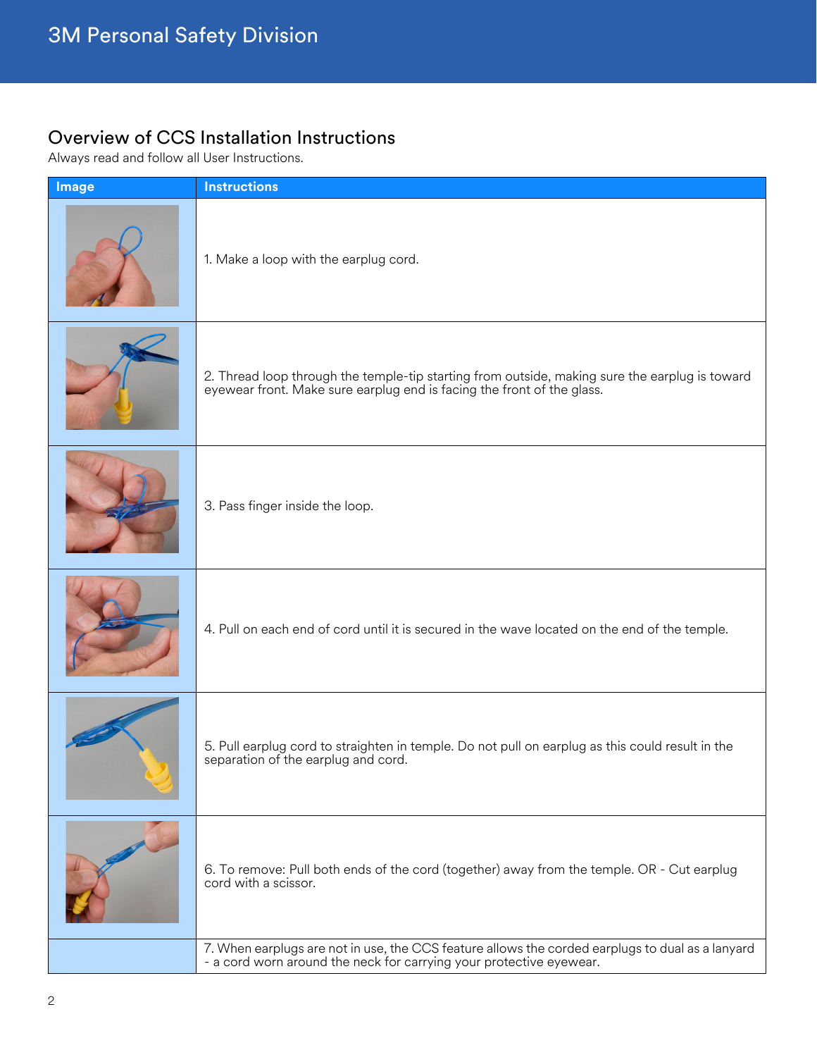## Overview of CCS Installation Instructions

Always read and follow all User Instructions.

| Image | Instructions |
|---|---|
| | 1. Make a loop with the earplug cord. |
| | 2. Thread loop through the temple-tip starting from outside, making sure the earplug is toward eyewear front. Make sure earplug end is facing the front of the glass. |
| | 3. Pass finger inside the loop. |
| | 4. Pull on each end of cord until it is secured in the wave located on the end of the temple. |
| | 5. Pull earplug cord to straighten in temple. Do not pull on earplug as this could result in the separation of the earplug and cord. |
| | 6. To remove: Pull both ends of the cord (together) away from the temple. OR - Cut earplug cord with a scissor. |
| | 7. When earplugs are not in use, the CCS feature allows the corded earplugs to dual as a lanyard - a cord worn around the neck for carrying your protective eyewear. |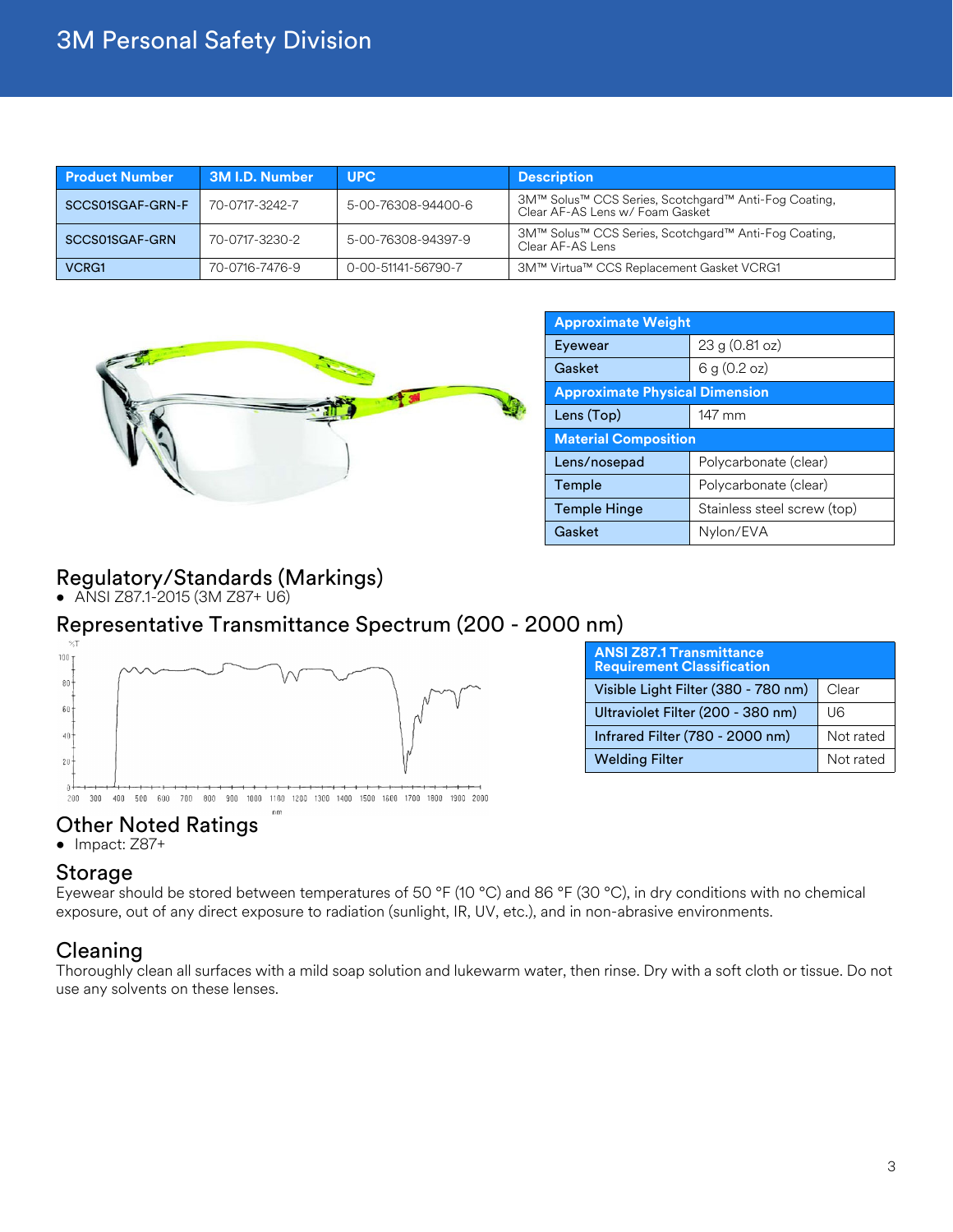| Product Number | 3M I.D. Number | UPC | Description |
|---|---|---|---|
| SCCS01SGAF-GRN-F | 70-0717-3242-7 | 5-00-76308-94400-6 | 3M™ Solus™ CCS Series, Scotchgard™ Anti-Fog Coating, Clear AF-AS Lens w/ Foam Gasket |
| SCCS01SGAF-GRN | 70-0717-3230-2 | 5-00-76308-94397-9 | 3M™ Solus™ CCS Series, Scotchgard™ Anti-Fog Coating, Clear AF-AS Lens |
| VCRG1 | 70-0716-7476-9 | 0-00-51141-56790-7 | 3M™ Virtua™ CCS Replacement Gasket VCRG1 |

| Approximate Weight | |
|---|---|
| Eyewear | 23 g (0.81 oz) |
| Gasket | 6 g (0.2 oz) |
| **Approximate Physical Dimension** | |
| Lens (Top) | 147 mm |
| **Material Composition** | |
| Lens/nosepad | Polycarbonate (clear) |
| Temple | Polycarbonate (clear) |
| Temple Hinge | Stainless steel screw (top) |
| Gasket | Nylon/EVA |

## Regulatory/Standards (Markings)

- ANSI Z87.1-2015 (3M Z87+ U6)

## Representative Transmittance Spectrum (200 - 2000 nm)

| ANSI Z87.1 Transmittance Requirement Classification | |
|---|---|
| Visible Light Filter (380 - 780 nm) | Clear |
| Ultraviolet Filter (200 - 380 nm) | U6 |
| Infrared Filter (780 - 2000 nm) | Not rated |
| Welding Filter | Not rated |

## Other Noted Ratings

- Impact: Z87+

## Storage

Eyewear should be stored between temperatures of 50 °F (10 °C) and 86 °F (30 °C), in dry conditions with no chemical exposure, out of any direct exposure to radiation (sunlight, IR, UV, etc.), and in non-abrasive environments.

## Cleaning

Thoroughly clean all surfaces with a mild soap solution and lukewarm water, then rinse. Dry with a soft cloth or tissue. Do not use any solvents on these lenses.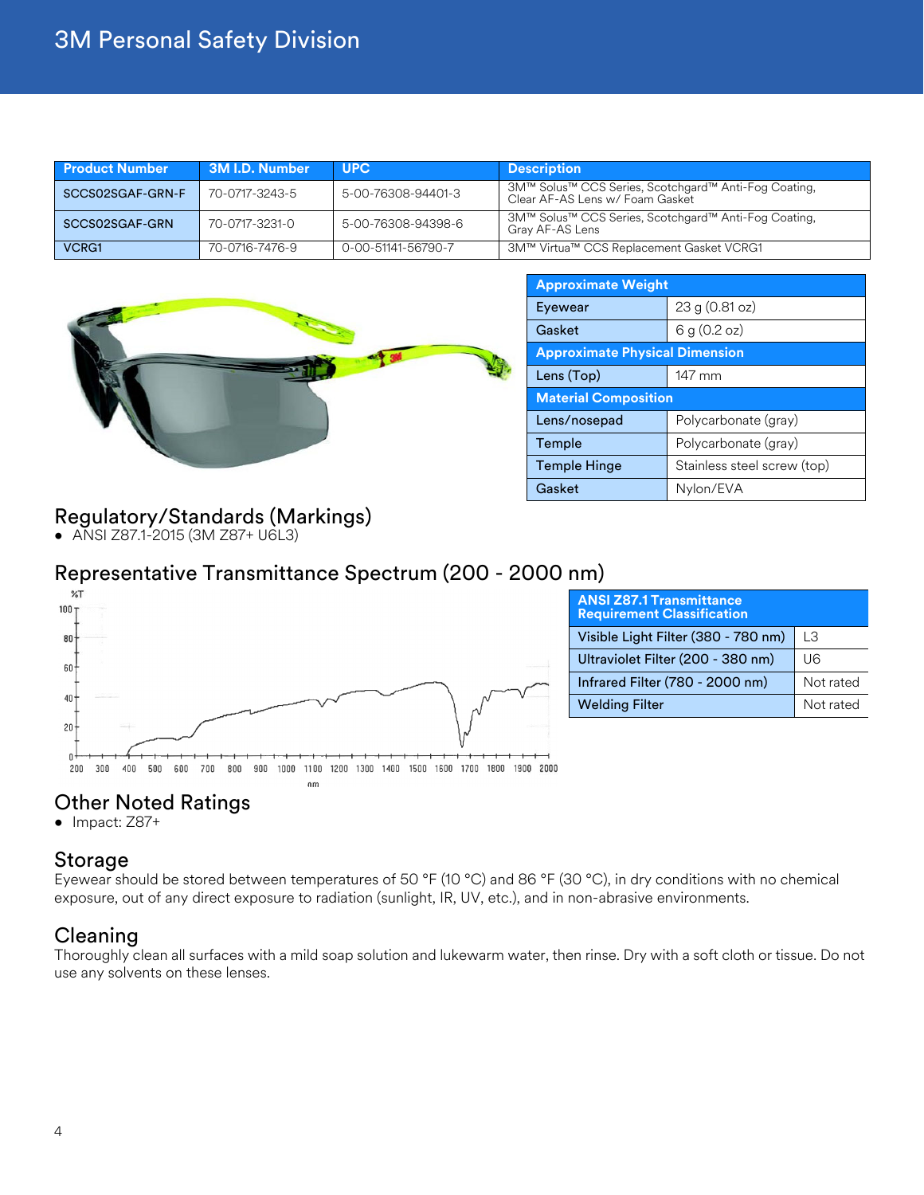3M Personal Safety Division

| Product Number | 3M I.D. Number | UPC | Description |
|---|---|---|---|
| SCCS02SGAF-GRN-F | 70-0717-3243-5 | 5-00-76308-94401-3 | 3M™ Solus™ CCS Series, Scotchgard™ Anti-Fog Coating, Clear AF-AS Lens w/ Foam Gasket |
| SCCS02SGAF-GRN | 70-0717-3231-0 | 5-00-76308-94398-6 | 3M™ Solus™ CCS Series, Scotchgard™ Anti-Fog Coating, Gray AF-AS Lens |
| VCRG1 | 70-0716-7476-9 | 0-00-51141-56790-7 | 3M™ Virtua™ CCS Replacement Gasket VCRG1 |

| Approximate Weight | |
|---|---|
| Eyewear | 23 g (0.81 oz) |
| Gasket | 6 g (0.2 oz) |
| **Approximate Physical Dimension** | |
| Lens (Top) | 147 mm |
| **Material Composition** | |
| Lens/nosepad | Polycarbonate (gray) |
| Temple | Polycarbonate (gray) |
| Temple Hinge | Stainless steel screw (top) |
| Gasket | Nylon/EVA |

## Regulatory/Standards (Markings)

- ANSI Z87.1-2015 (3M Z87+ U6L3)

## Representative Transmittance Spectrum (200 - 2000 nm)

| ANSI Z87.1 Transmittance Requirement Classification | |
|---|---|
| Visible Light Filter (380 - 780 nm) | L3 |
| Ultraviolet Filter (200 - 380 nm) | U6 |
| Infrared Filter (780 - 2000 nm) | Not rated |
| Welding Filter | Not rated |

## Other Noted Ratings

- Impact: Z87+

## Storage

Eyewear should be stored between temperatures of 50 °F (10 °C) and 86 °F (30 °C), in dry conditions with no chemical exposure, out of any direct exposure to radiation (sunlight, IR, UV, etc.), and in non-abrasive environments.

## Cleaning

Thoroughly clean all surfaces with a mild soap solution and lukewarm water, then rinse. Dry with a soft cloth or tissue. Do not use any solvents on these lenses.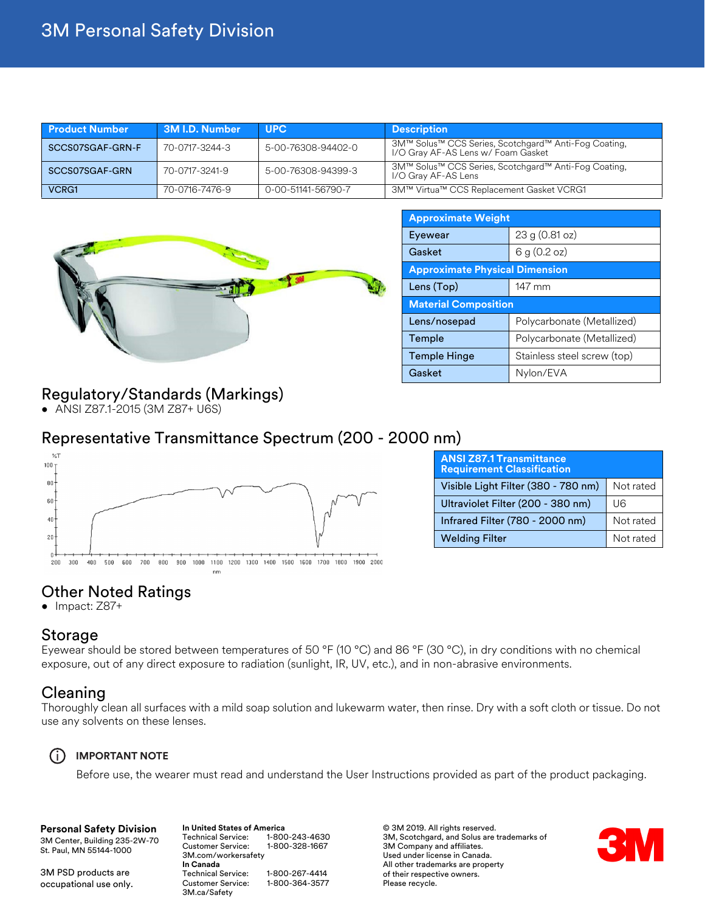# 3M Personal Safety Division

| Product Number | 3M I.D. Number | UPC | Description |
|---|---|---|---|
| SCCS07SGAF-GRN-F | 70-0717-3244-3 | 5-00-76308-94402-0 | 3M™ Solus™ CCS Series, Scotchgard™ Anti-Fog Coating, I/O Gray AF-AS Lens w/ Foam Gasket |
| SCCS07SGAF-GRN | 70-0717-3241-9 | 5-00-76308-94399-3 | 3M™ Solus™ CCS Series, Scotchgard™ Anti-Fog Coating, I/O Gray AF-AS Lens |
| VCRG1 | 70-0716-7476-9 | 0-00-51141-56790-7 | 3M™ Virtua™ CCS Replacement Gasket VCRG1 |

| Approximate Weight | |
|---|---|
| Eyewear | 23 g (0.81 oz) |
| Gasket | 6 g (0.2 oz) |
| **Approximate Physical Dimension** | |
| Lens (Top) | 147 mm |
| **Material Composition** | |
| Lens/nosepad | Polycarbonate (Metallized) |
| Temple | Polycarbonate (Metallized) |
| Temple Hinge | Stainless steel screw (top) |
| Gasket | Nylon/EVA |

## Regulatory/Standards (Markings)

- ANSI Z87.1-2015 (3M Z87+ U6S)

## Representative Transmittance Spectrum (200 - 2000 nm)

%T

100
80
60
40
20
0

200 300 400 500 600 700 800 900 1000 1100 1200 1300 1400 1500 1600 1700 1800 1900 2000

nm

| ANSI Z87.1 Transmittance Requirement Classification | |
|---|---|
| Visible Light Filter (380 - 780 nm) | Not rated |
| Ultraviolet Filter (200 - 380 nm) | U6 |
| Infrared Filter (780 - 2000 nm) | Not rated |
| Welding Filter | Not rated |

## Other Noted Ratings

- Impact: Z87+

## Storage

Eyewear should be stored between temperatures of 50 °F (10 °C) and 86 °F (30 °C), in dry conditions with no chemical exposure, out of any direct exposure to radiation (sunlight, IR, UV, etc.), and in non-abrasive environments.

## Cleaning

Thoroughly clean all surfaces with a mild soap solution and lukewarm water, then rinse. Dry with a soft cloth or tissue. Do not use any solvents on these lenses.

**IMPORTANT NOTE**

Before use, the wearer must read and understand the User Instructions provided as part of the product packaging.

**Personal Safety Division**
3M Center, Building 235-2W-70
St. Paul, MN 55144-1000

3M PSD products are occupational use only.

**In United States of America**
Technical Service: 1-800-243-4630
Customer Service: 1-800-328-1667
3M.com/workersafety
**In Canada**
Technical Service: 1-800-267-4414
Customer Service: 1-800-364-3577
3M.ca/Safety

© 3M 2019. All rights reserved.
3M, Scotchgard, and Solus are trademarks of 3M Company and affiliates.
Used under license in Canada.
All other trademarks are property of their respective owners.
Please recycle.